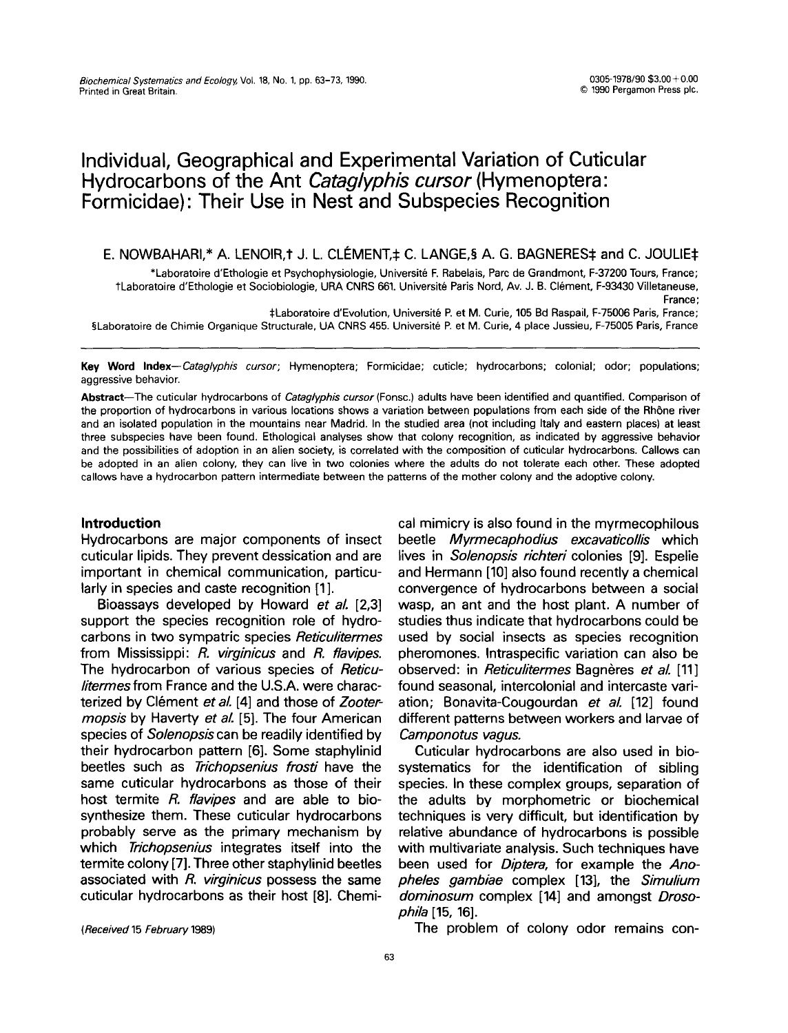# Individual, Geographical and Experimental Variation of Cuticular Hydrocarbons of the Ant *Cataglyphis cursor* (Hymenoptera: Formicidae): Their Use in Nest and Subspecies Recognition

E. NOWBAHARI,* A. LENOIR,† J. L. CLÉMENT,‡ C. LANGE,§ A. G. BAGNERES‡ and C. JOULIE‡

*Laboratoire d'Ethologie et Psychophysiologie, Université F. Rabelais, Parc de Grandmont, F-37200 Tours, France;
†Laboratoire d'Ethologie et Sociobiologie, URA CNRS 661. Université Paris Nord, Av. J. B. Clément, F-93430 Villetaneuse, France;
‡Laboratoire d'Evolution, Université P. et M. Curie, 105 Bd Raspail, F-75006 Paris, France;
§Laboratoire de Chimie Organique Structurale, UA CNRS 455. Université P. et M. Curie, 4 place Jussieu, F-75005 Paris, France

**Key Word Index**—*Cataglyphis cursor*; Hymenoptera; Formicidae; cuticle; hydrocarbons; colonial; odor; populations; aggressive behavior.

**Abstract**—The cuticular hydrocarbons of *Cataglyphis cursor* (Fonsc.) adults have been identified and quantified. Comparison of the proportion of hydrocarbons in various locations shows a variation between populations from each side of the Rhône river and an isolated population in the mountains near Madrid. In the studied area (not including Italy and eastern places) at least three subspecies have been found. Ethological analyses show that colony recognition, as indicated by aggressive behavior and the possibilities of adoption in an alien society, is correlated with the composition of cuticular hydrocarbons. Callows can be adopted in an alien colony, they can live in two colonies where the adults do not tolerate each other. These adopted callows have a hydrocarbon pattern intermediate between the patterns of the mother colony and the adoptive colony.

## Introduction

Hydrocarbons are major components of insect cuticular lipids. They prevent dessication and are important in chemical communication, particularly in species and caste recognition [1].

Bioassays developed by Howard *et al.* [2,3] support the species recognition role of hydrocarbons in two sympatric species *Reticulitermes* from Mississippi: *R. virginicus* and *R. flavipes*. The hydrocarbon of various species of *Reticulitermes* from France and the U.S.A. were characterized by Clément *et al.* [4] and those of *Zootermopsis* by Haverty *et al.* [5]. The four American species of *Solenopsis* can be readily identified by their hydrocarbon pattern [6]. Some staphylinid beetles such as *Trichopsenius frosti* have the same cuticular hydrocarbons as those of their host termite *R. flavipes* and are able to biosynthesize them. These cuticular hydrocarbons probably serve as the primary mechanism by which *Trichopsenius* integrates itself into the termite colony [7]. Three other staphylinid beetles associated with *R. virginicus* possess the same cuticular hydrocarbons as their host [8]. Chemical mimicry is also found in the myrmecophilous beetle *Myrmecaphodius excavaticollis* which lives in *Solenopsis richteri* colonies [9]. Espelie and Hermann [10] also found recently a chemical convergence of hydrocarbons between a social wasp, an ant and the host plant. A number of studies thus indicate that hydrocarbons could be used by social insects as species recognition pheromones. Intraspecific variation can also be observed: in *Reticulitermes* Bagnères *et al.* [11] found seasonal, intercolonial and intercaste variation; Bonavita-Cougourdan *et al.* [12] found different patterns between workers and larvae of *Camponotus vagus*.

Cuticular hydrocarbons are also used in biosystematics for the identification of sibling species. In these complex groups, separation of the adults by morphometric or biochemical techniques is very difficult, but identification by relative abundance of hydrocarbons is possible with multivariate analysis. Such techniques have been used for *Diptera*, for example the *Anopheles gambiae* complex [13], the *Simulium dominosum* complex [14] and amongst *Drosophila* [15, 16].

The problem of colony odor remains con-

(*Received* 15 *February* 1989)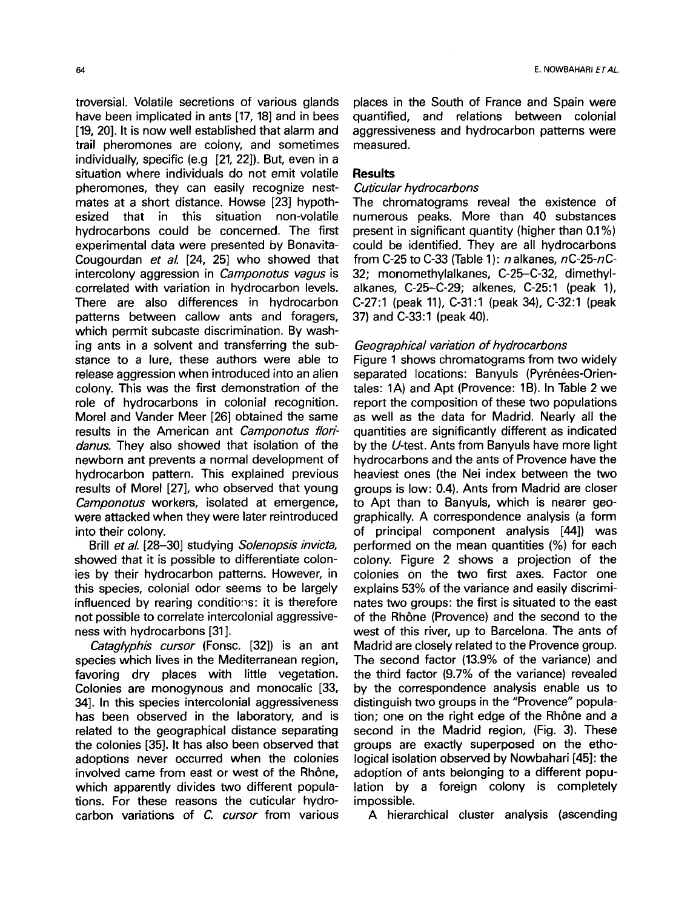troversial. Volatile secretions of various glands have been implicated in ants [17, 18] and in bees [19, 20]. It is now well established that alarm and trail pheromones are colony, and sometimes individually, specific (e.g [21, 22]). But, even in a situation where individuals do not emit volatile pheromones, they can easily recognize nestmates at a short distance. Howse [23] hypothesized that in this situation non-volatile hydrocarbons could be concerned. The first experimental data were presented by Bonavita-Cougourdan *et al.* [24, 25] who showed that intercolony aggression in *Camponotus vagus* is correlated with variation in hydrocarbon levels. There are also differences in hydrocarbon patterns between callow ants and foragers, which permit subcaste discrimination. By washing ants in a solvent and transferring the substance to a lure, these authors were able to release aggression when introduced into an alien colony. This was the first demonstration of the role of hydrocarbons in colonial recognition. Morel and Vander Meer [26] obtained the same results in the American ant *Camponotus floridanus.* They also showed that isolation of the newborn ant prevents a normal development of hydrocarbon pattern. This explained previous results of Morel [27], who observed that young *Camponotus* workers, isolated at emergence, were attacked when they were later reintroduced into their colony.

Brill *et al.* [28–30] studying *Solenopsis invicta,* showed that it is possible to differentiate colonies by their hydrocarbon patterns. However, in this species, colonial odor seems to be largely influenced by rearing conditions: it is therefore not possible to correlate intercolonial aggressiveness with hydrocarbons [31].

*Cataglyphis cursor* (Fonsc. [32]) is an ant species which lives in the Mediterranean region, favoring dry places with little vegetation. Colonies are monogynous and monocalic [33, 34]. In this species intercolonial aggressiveness has been observed in the laboratory, and is related to the geographical distance separating the colonies [35]. It has also been observed that adoptions never occurred when the colonies involved came from east or west of the Rhône, which apparently divides two different populations. For these reasons the cuticular hydrocarbon variations of *C. cursor* from various places in the South of France and Spain were quantified, and relations between colonial aggressiveness and hydrocarbon patterns were measured.

## Results

### *Cuticular hydrocarbons*

The chromatograms reveal the existence of numerous peaks. More than 40 substances present in significant quantity (higher than 0.1%) could be identified. They are all hydrocarbons from C-25 to C-33 (Table 1): *n* alkanes, *n*C-25-*n*C-32; monomethylalkanes, C-25–C-32, dimethylalkanes, C-25–C-29; alkenes, C-25:1 (peak 1), C-27:1 (peak 11), C-31:1 (peak 34), C-32:1 (peak 37) and C-33:1 (peak 40).

### *Geographical variation of hydrocarbons*

Figure 1 shows chromatograms from two widely separated locations: Banyuls (Pyrénées-Orientales: 1A) and Apt (Provence: 1B). In Table 2 we report the composition of these two populations as well as the data for Madrid. Nearly all the quantities are significantly different as indicated by the *U*-test. Ants from Banyuls have more light hydrocarbons and the ants of Provence have the heaviest ones (the Nei index between the two groups is low: 0.4). Ants from Madrid are closer to Apt than to Banyuls, which is nearer geographically. A correspondence analysis (a form of principal component analysis [44]) was performed on the mean quantities (%) for each colony. Figure 2 shows a projection of the colonies on the two first axes. Factor one explains 53% of the variance and easily discriminates two groups: the first is situated to the east of the Rhône (Provence) and the second to the west of this river, up to Barcelona. The ants of Madrid are closely related to the Provence group. The second factor (13.9% of the variance) and the third factor (9.7% of the variance) revealed by the correspondence analysis enable us to distinguish two groups in the "Provence" population; one on the right edge of the Rhône and a second in the Madrid region, (Fig. 3). These groups are exactly superposed on the ethological isolation observed by Nowbahari [45]: the adoption of ants belonging to a different population by a foreign colony is completely impossible.

A hierarchical cluster analysis (ascending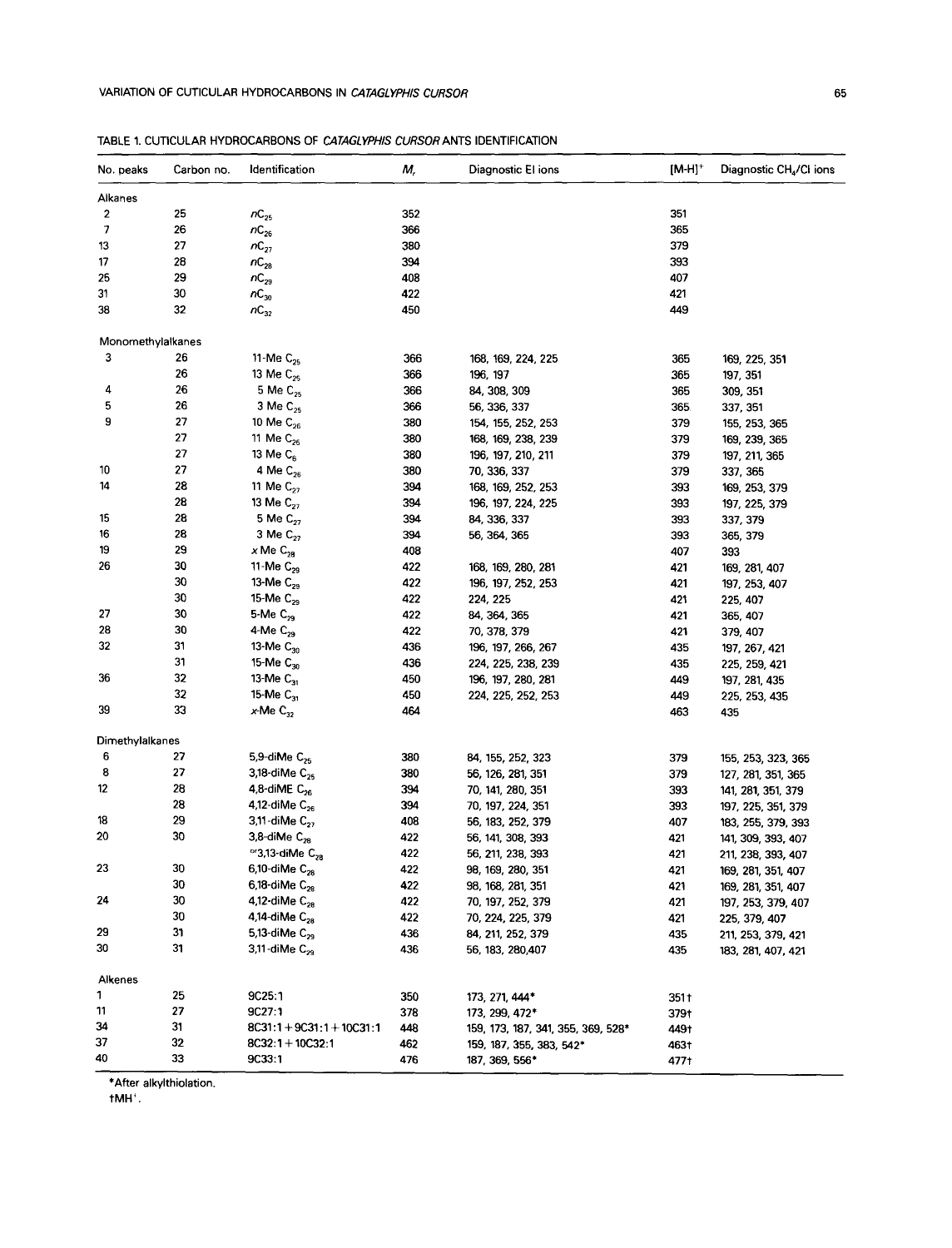TABLE 1. CUTICULAR HYDROCARBONS OF *CATAGLYPHIS CURSOR* ANTS IDENTIFICATION

| No. peaks | Carbon no. | Identification | $M_r$ | Diagnostic EI ions | $[M\text{-}H]^+$ | Diagnostic $CH_4$/CI ions |
|---|---|---|---|---|---|---|
| Alkanes | | | | | | |
| 2 | 25 | $nC_{25}$ | 352 | | 351 | |
| 7 | 26 | $nC_{26}$ | 366 | | 365 | |
| 13 | 27 | $nC_{27}$ | 380 | | 379 | |
| 17 | 28 | $nC_{28}$ | 394 | | 393 | |
| 25 | 29 | $nC_{29}$ | 408 | | 407 | |
| 31 | 30 | $nC_{30}$ | 422 | | 421 | |
| 38 | 32 | $nC_{32}$ | 450 | | 449 | |
| Monomethylalkanes | | | | | | |
| 3 | 26 | 11-Me $C_{25}$ | 366 | 168, 169, 224, 225 | 365 | 169, 225, 351 |
| | 26 | 13 Me $C_{25}$ | 366 | 196, 197 | 365 | 197, 351 |
| 4 | 26 | 5 Me $C_{25}$ | 366 | 84, 308, 309 | 365 | 309, 351 |
| 5 | 26 | 3 Me $C_{25}$ | 366 | 56, 336, 337 | 365 | 337, 351 |
| 9 | 27 | 10 Me $C_{26}$ | 380 | 154, 155, 252, 253 | 379 | 155, 253, 365 |
| | 27 | 11 Me $C_{26}$ | 380 | 168, 169, 238, 239 | 379 | 169, 239, 365 |
| | 27 | 13 Me $C_{6}$ | 380 | 196, 197, 210, 211 | 379 | 197, 211, 365 |
| 10 | 27 | 4 Me $C_{26}$ | 380 | 70, 336, 337 | 379 | 337, 365 |
| 14 | 28 | 11 Me $C_{27}$ | 394 | 168, 169, 252, 253 | 393 | 169, 253, 379 |
| | 28 | 13 Me $C_{27}$ | 394 | 196, 197, 224, 225 | 393 | 197, 225, 379 |
| 15 | 28 | 5 Me $C_{27}$ | 394 | 84, 336, 337 | 393 | 337, 379 |
| 16 | 28 | 3 Me $C_{27}$ | 394 | 56, 364, 365 | 393 | 365, 379 |
| 19 | 29 | *x* Me $C_{28}$ | 408 | | 407 | 393 |
| 26 | 30 | 11-Me $C_{29}$ | 422 | 168, 169, 280, 281 | 421 | 169, 281, 407 |
| | 30 | 13-Me $C_{29}$ | 422 | 196, 197, 252, 253 | 421 | 197, 253, 407 |
| | 30 | 15-Me $C_{29}$ | 422 | 224, 225 | 421 | 225, 407 |
| 27 | 30 | 5-Me $C_{29}$ | 422 | 84, 364, 365 | 421 | 365, 407 |
| 28 | 30 | 4-Me $C_{29}$ | 422 | 70, 378, 379 | 421 | 379, 407 |
| 32 | 31 | 13-Me $C_{30}$ | 436 | 196, 197, 266, 267 | 435 | 197, 267, 421 |
| | 31 | 15-Me $C_{30}$ | 436 | 224, 225, 238, 239 | 435 | 225, 259, 421 |
| 36 | 32 | 13-Me $C_{31}$ | 450 | 196, 197, 280, 281 | 449 | 197, 281, 435 |
| | 32 | 15-Me $C_{31}$ | 450 | 224, 225, 252, 253 | 449 | 225, 253, 435 |
| 39 | 33 | *x*-Me $C_{32}$ | 464 | | 463 | 435 |
| Dimethylalkanes | | | | | | |
| 6 | 27 | 5,9-diMe $C_{25}$ | 380 | 84, 155, 252, 323 | 379 | 155, 253, 323, 365 |
| 8 | 27 | 3,18-diMe $C_{25}$ | 380 | 56, 126, 281, 351 | 379 | 127, 281, 351, 365 |
| 12 | 28 | 4,8-diME $C_{26}$ | 394 | 70, 141, 280, 351 | 393 | 141, 281, 351, 379 |
| | 28 | 4,12-diMe $C_{26}$ | 394 | 70, 197, 224, 351 | 393 | 197, 225, 351, 379 |
| 18 | 29 | 3,11-diMe $C_{27}$ | 408 | 56, 183, 252, 379 | 407 | 183, 255, 379, 393 |
| 20 | 30 | 3,8-diMe $C_{28}$ | 422 | 56, 141, 308, 393 | 421 | 141, 309, 393, 407 |
| | | $^{or}$3,13-diMe $C_{28}$ | 422 | 56, 211, 238, 393 | 421 | 211, 238, 393, 407 |
| 23 | 30 | 6,10-diMe $C_{28}$ | 422 | 98, 169, 280, 351 | 421 | 169, 281, 351, 407 |
| | 30 | 6,18-diMe $C_{28}$ | 422 | 98, 168, 281, 351 | 421 | 169, 281, 351, 407 |
| 24 | 30 | 4,12-diMe $C_{28}$ | 422 | 70, 197, 252, 379 | 421 | 197, 253, 379, 407 |
| | 30 | 4,14-diMe $C_{28}$ | 422 | 70, 224, 225, 379 | 421 | 225, 379, 407 |
| 29 | 31 | 5,13-diMe $C_{29}$ | 436 | 84, 211, 252, 379 | 435 | 211, 253, 379, 421 |
| 30 | 31 | 3,11-diMe $C_{29}$ | 436 | 56, 183, 280,407 | 435 | 183, 281, 407, 421 |
| Alkenes | | | | | | |
| 1 | 25 | 9C25:1 | 350 | 173, 271, 444* | 351† | |
| 11 | 27 | 9C27:1 | 378 | 173, 299, 472* | 379† | |
| 34 | 31 | 8C31:1 + 9C31:1 + 10C31:1 | 448 | 159, 173, 187, 341, 355, 369, 528* | 449† | |
| 37 | 32 | 8C32:1 + 10C32:1 | 462 | 159, 187, 355, 383, 542* | 463† | |
| 40 | 33 | 9C33:1 | 476 | 187, 369, 556* | 477† | |

*After alkylthiolation.

†$MH^+$.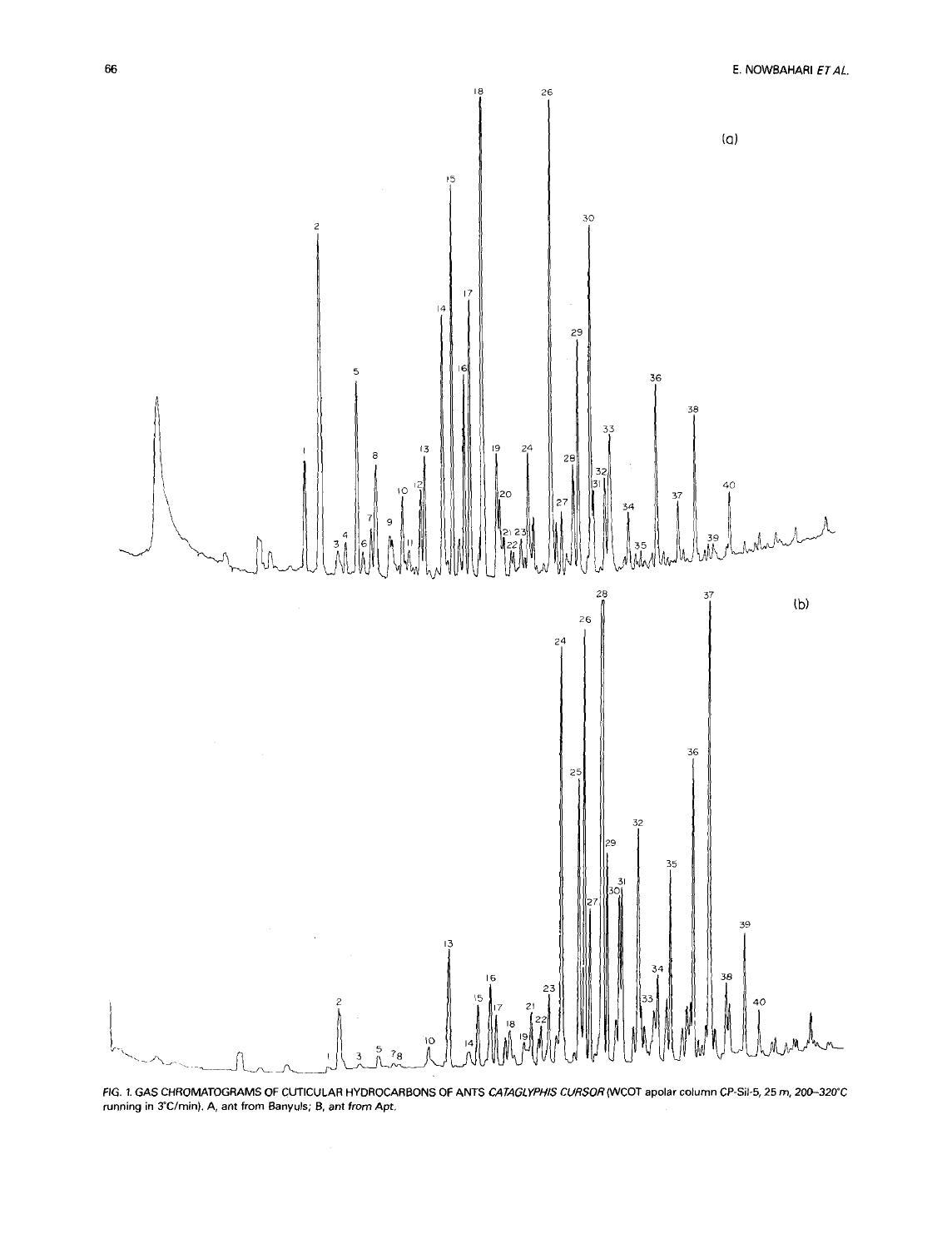FIG. 1. GAS CHROMATOGRAMS OF CUTICULAR HYDROCARBONS OF ANTS *CATAGLYPHIS CURSOR* (WCOT apolar column CP-Sil-5, 25 m, 200–320°C running in 3°C/min). A, ant from Banyuls; B, ant from Apt.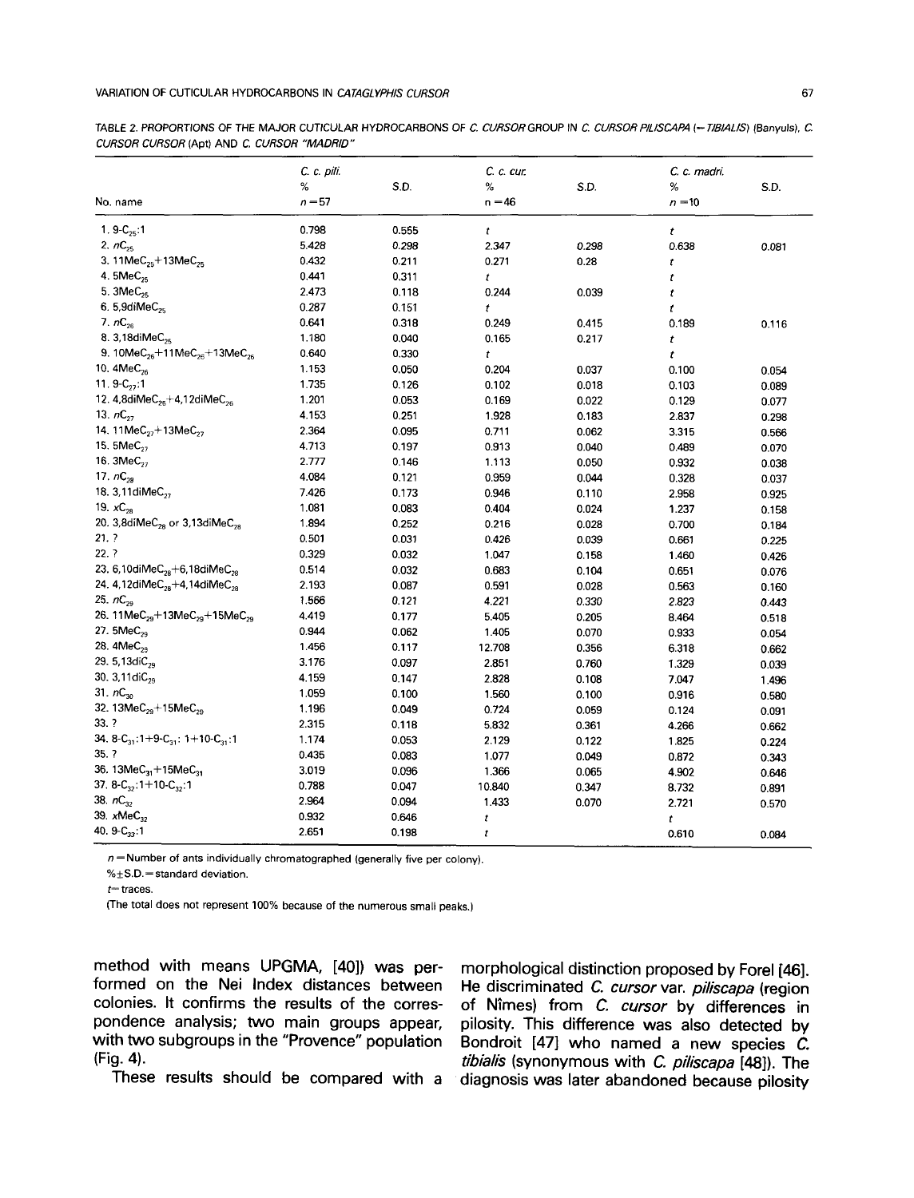TABLE 2. PROPORTIONS OF THE MAJOR CUTICULAR HYDROCARBONS OF *C. CURSOR* GROUP IN *C. CURSOR PILISCAPA* (=*TIBIALIS*) (Banyuls), *C. CURSOR CURSOR* (Apt) AND *C. CURSOR "MADRID"*

| No. name | *C. c. pili.* % $n=57$ | S.D. | *C. c. cur.* % $n=46$ | S.D. | *C. c. madri.* % $n=10$ | S.D. |
|---|---|---|---|---|---|---|
| 1. 9-$C_{25}$:1 | 0.798 | 0.555 | *t* | | *t* | |
| 2. $nC_{25}$ | 5.428 | 0.298 | 2.347 | 0.298 | 0.638 | 0.081 |
| 3. 11Me$C_{25}$+13Me$C_{25}$ | 0.432 | 0.211 | 0.271 | 0.28 | *t* | |
| 4. 5Me$C_{25}$ | 0.441 | 0.311 | *t* | | *t* | |
| 5. 3Me$C_{25}$ | 2.473 | 0.118 | 0.244 | 0.039 | *t* | |
| 6. 5,9diMe$C_{25}$ | 0.287 | 0.151 | *t* | | *t* | |
| 7. $nC_{26}$ | 0.641 | 0.318 | 0.249 | 0.415 | 0.189 | 0.116 |
| 8. 3,18diMe$C_{25}$ | 1.180 | 0.040 | 0.165 | 0.217 | *t* | |
| 9. 10Me$C_{26}$+11Me$C_{26}$+13Me$C_{26}$ | 0.640 | 0.330 | *t* | | *t* | |
| 10. 4Me$C_{26}$ | 1.153 | 0.050 | 0.204 | 0.037 | 0.100 | 0.054 |
| 11. 9-$C_{27}$:1 | 1.735 | 0.126 | 0.102 | 0.018 | 0.103 | 0.089 |
| 12. 4,8diMe$C_{26}$+4,12diMe$C_{26}$ | 1.201 | 0.053 | 0.169 | 0.022 | 0.129 | 0.077 |
| 13. $nC_{27}$ | 4.153 | 0.251 | 1.928 | 0.183 | 2.837 | 0.298 |
| 14. 11Me$C_{27}$+13Me$C_{27}$ | 2.364 | 0.095 | 0.711 | 0.062 | 3.315 | 0.566 |
| 15. 5Me$C_{27}$ | 4.713 | 0.197 | 0.913 | 0.040 | 0.489 | 0.070 |
| 16. 3Me$C_{27}$ | 2.777 | 0.146 | 1.113 | 0.050 | 0.932 | 0.038 |
| 17. $nC_{28}$ | 4.084 | 0.121 | 0.959 | 0.044 | 0.328 | 0.037 |
| 18. 3,11diMe$C_{27}$ | 7.426 | 0.173 | 0.946 | 0.110 | 2.958 | 0.925 |
| 19. $xC_{28}$ | 1.081 | 0.083 | 0.404 | 0.024 | 1.237 | 0.158 |
| 20. 3,8diMe$C_{28}$ or 3,13diMe$C_{28}$ | 1.894 | 0.252 | 0.216 | 0.028 | 0.700 | 0.184 |
| 21. ? | 0.501 | 0.031 | 0.426 | 0.039 | 0.661 | 0.225 |
| 22. ? | 0.329 | 0.032 | 1.047 | 0.158 | 1.460 | 0.426 |
| 23. 6,10diMe$C_{28}$+6,18diMe$C_{28}$ | 0.514 | 0.032 | 0.683 | 0.104 | 0.651 | 0.076 |
| 24. 4,12diMe$C_{28}$+4,14diMe$C_{28}$ | 2.193 | 0.087 | 0.591 | 0.028 | 0.563 | 0.160 |
| 25. $nC_{29}$ | 1.566 | 0.121 | 4.221 | 0.330 | 2.823 | 0.443 |
| 26. 11Me$C_{29}$+13Me$C_{29}$+15Me$C_{29}$ | 4.419 | 0.177 | 5.405 | 0.205 | 8.464 | 0.518 |
| 27. 5Me$C_{29}$ | 0.944 | 0.062 | 1.405 | 0.070 | 0.933 | 0.054 |
| 28. 4Me$C_{29}$ | 1.456 | 0.117 | 12.708 | 0.356 | 6.318 | 0.662 |
| 29. 5,13di$C_{29}$ | 3.176 | 0.097 | 2.851 | 0.760 | 1.329 | 0.039 |
| 30. 3,11di$C_{29}$ | 4.159 | 0.147 | 2.828 | 0.108 | 7.047 | 1.496 |
| 31. $nC_{30}$ | 1.059 | 0.100 | 1.560 | 0.100 | 0.916 | 0.580 |
| 32. 13Me$C_{29}$+15Me$C_{29}$ | 1.196 | 0.049 | 0.724 | 0.059 | 0.124 | 0.091 |
| 33. ? | 2.315 | 0.118 | 5.832 | 0.361 | 4.266 | 0.662 |
| 34. 8-$C_{31}$:1+9-$C_{31}$: 1+10-$C_{31}$:1 | 1.174 | 0.053 | 2.129 | 0.122 | 1.825 | 0.224 |
| 35. ? | 0.435 | 0.083 | 1.077 | 0.049 | 0.872 | 0.343 |
| 36. 13Me$C_{31}$+15Me$C_{31}$ | 3.019 | 0.096 | 1.366 | 0.065 | 4.902 | 0.646 |
| 37. 8-$C_{32}$:1+10-$C_{32}$:1 | 0.788 | 0.047 | 10.840 | 0.347 | 8.732 | 0.891 |
| 38. $nC_{32}$ | 2.964 | 0.094 | 1.433 | 0.070 | 2.721 | 0.570 |
| 39. $x$Me$C_{32}$ | 0.932 | 0.646 | *t* | | *t* | |
| 40. 9-$C_{33}$:1 | 2.651 | 0.198 | *t* | | 0.610 | 0.084 |

$n$ = Number of ants individually chromatographed (generally five per colony).

%±S.D. = standard deviation.

*t* = traces.

(The total does not represent 100% because of the numerous small peaks.)

method with means UPGMA, [40]) was performed on the Nei Index distances between colonies. It confirms the results of the correspondence analysis; two main groups appear, with two subgroups in the "Provence" population (Fig. 4).

These results should be compared with a morphological distinction proposed by Forel [46]. He discriminated *C. cursor* var. *piliscapa* (region of Nîmes) from *C. cursor* by differences in pilosity. This difference was also detected by Bondroit [47] who named a new species *C. tibialis* (synonymous with *C. piliscapa* [48]). The diagnosis was later abandoned because pilosity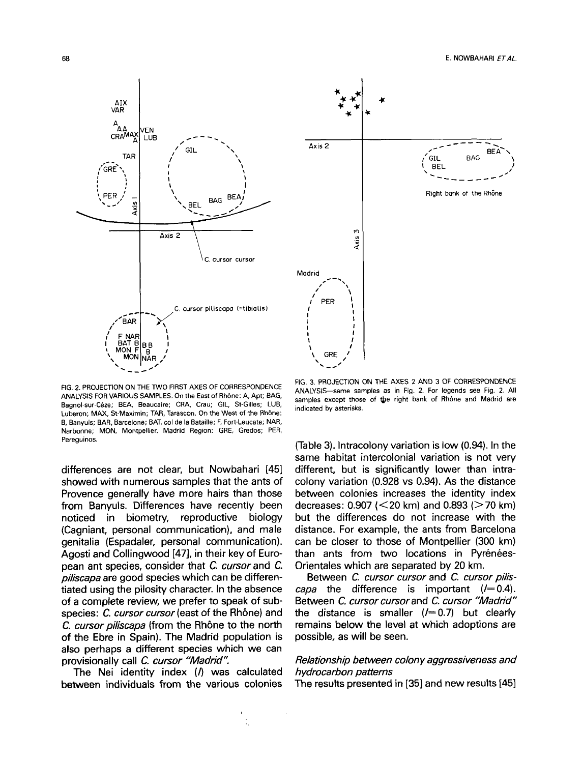FIG. 2. PROJECTION ON THE TWO FIRST AXES OF CORRESPONDENCE ANALYSIS FOR VARIOUS SAMPLES. On the East of Rhône: A, Apt; BAG, Bagnol-sur-Cèze; BEA, Beaucaire; CRA, Crau; GIL, St-Gilles; LUB, Luberon; MAX, St-Maximin; TAR, Tarascon. On the West of the Rhône: B, Banyuls; BAR, Barcelone; BAT, col de la Bataille; F, Fort-Leucate; NAR, Narbonne; MON, Montpellier. Madrid Region: GRE, Gredos; PER, Pereguinos.

FIG. 3. PROJECTION ON THE AXES 2 AND 3 OF CORRESPONDENCE ANALYSIS—same samples as in Fig. 2. For legends see Fig. 2. All samples except those of the right bank of Rhône and Madrid are indicated by asterisks.

differences are not clear, but Nowbahari [45] showed with numerous samples that the ants of Provence generally have more hairs than those from Banyuls. Differences have recently been noticed in biometry, reproductive biology (Cagniant, personal communication), and male genitalia (Espadaler, personal communication). Agosti and Collingwood [47], in their key of European ant species, consider that *C. cursor* and *C. piliscapa* are good species which can be differentiated using the pilosity character. In the absence of a complete review, we prefer to speak of subspecies: *C. cursor cursor* (east of the Rhône) and *C. cursor piliscapa* (from the Rhône to the north of the Ebre in Spain). The Madrid population is also perhaps a different species which we can provisionally call *C. cursor "Madrid"*.

The Nei identity index ($I$) was calculated between individuals from the various colonies (Table 3). Intracolony variation is low (0.94). In the same habitat intercolonial variation is not very different, but is significantly lower than intracolony variation (0.928 vs 0.94). As the distance between colonies increases the identity index decreases: 0.907 (<20 km) and 0.893 (>70 km) but the differences do not increase with the distance. For example, the ants from Barcelona can be closer to those of Montpellier (300 km) than ants from two locations in Pyrénées-Orientales which are separated by 20 km.

Between *C. cursor cursor* and *C. cursor piliscapa* the difference is important ($I=0.4$). Between *C. cursor cursor* and *C. cursor "Madrid"* the distance is smaller ($I=0.7$) but clearly remains below the level at which adoptions are possible, as will be seen.

### *Relationship between colony aggressiveness and hydrocarbon patterns*

The results presented in [35] and new results [45]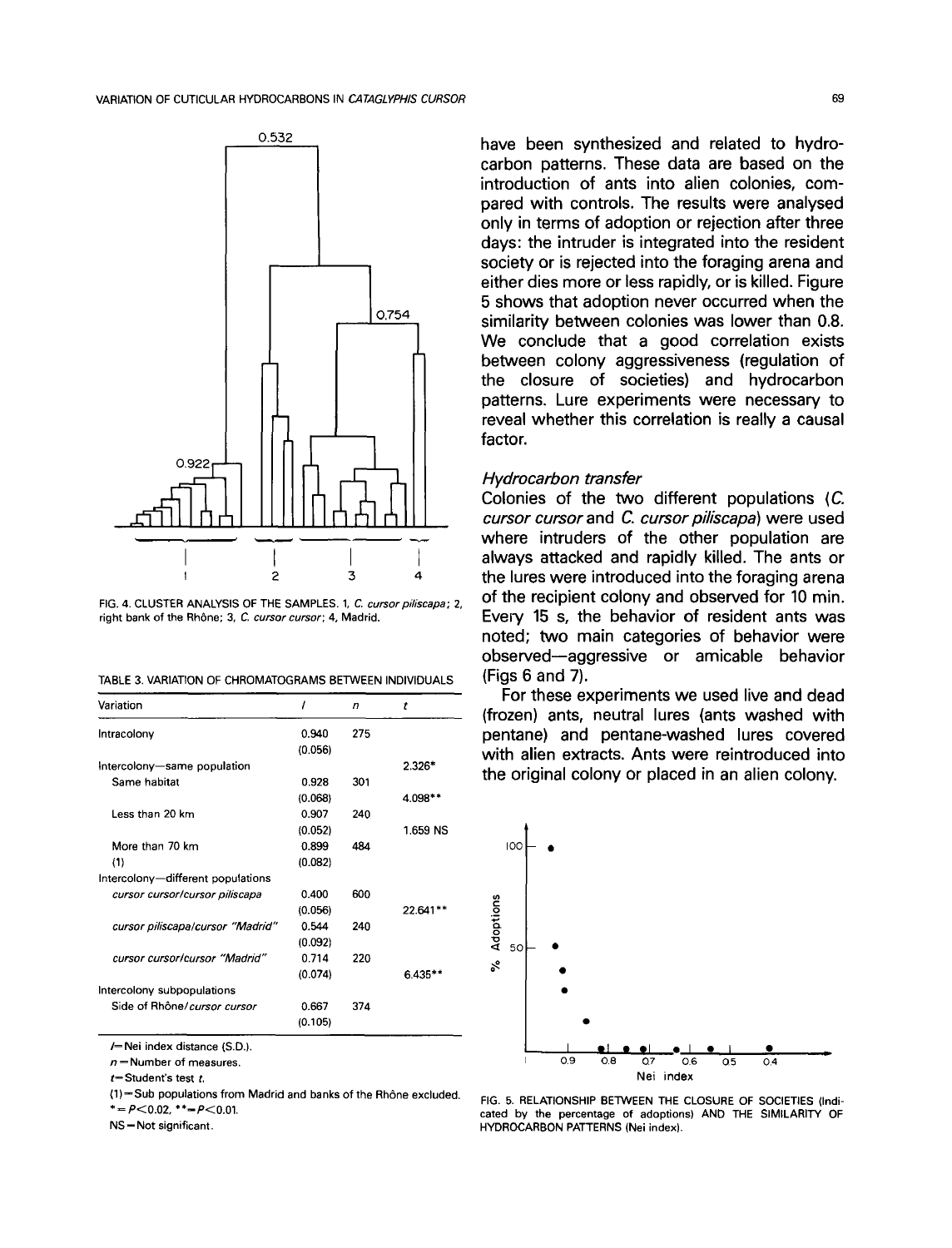FIG. 4. CLUSTER ANALYSIS OF THE SAMPLES. 1, *C. cursor piliscapa*; 2, right bank of the Rhône; 3, *C. cursor cursor*; 4, Madrid.

TABLE 3. VARIATION OF CHROMATOGRAMS BETWEEN INDIVIDUALS

| Variation | *I* | *n* | *t* |
|---|---|---|---|
| Intracolony | 0.940 | 275 | |
| | (0.056) | | |
| Intercolony—same population | | | 2.326* |
| Same habitat | 0.928 | 301 | |
| | (0.068) | | 4.098** |
| Less than 20 km | 0.907 | 240 | |
| | (0.052) | | 1.659 NS |
| More than 70 km | 0.899 | 484 | |
| (1) | (0.082) | | |
| Intercolony—different populations | | | |
| *cursor cursor/cursor piliscapa* | 0.400 | 600 | |
| | (0.056) | | 22.641** |
| *cursor piliscapa/cursor "Madrid"* | 0.544 | 240 | |
| | (0.092) | | |
| *cursor cursor/cursor "Madrid"* | 0.714 | 220 | |
| | (0.074) | | 6.435** |
| Intercolony subpopulations | | | |
| Side of Rhône/*cursor cursor* | 0.667 | 374 | |
| | (0.105) | | |

*I*—Nei index distance (S.D.).
*n*—Number of measures.
*t*—Student's test *t*.
(1)—Sub populations from Madrid and banks of the Rhône excluded.
* = $P<0.02$, ** = $P<0.01$.
NS—Not significant.

have been synthesized and related to hydrocarbon patterns. These data are based on the introduction of ants into alien colonies, compared with controls. The results were analysed only in terms of adoption or rejection after three days: the intruder is integrated into the resident society or is rejected into the foraging arena and either dies more or less rapidly, or is killed. Figure 5 shows that adoption never occurred when the similarity between colonies was lower than 0.8. We conclude that a good correlation exists between colony aggressiveness (regulation of the closure of societies) and hydrocarbon patterns. Lure experiments were necessary to reveal whether this correlation is really a causal factor.

### *Hydrocarbon transfer*

Colonies of the two different populations (*C. cursor cursor* and *C. cursor piliscapa*) were used where intruders of the other population are always attacked and rapidly killed. The ants or the lures were introduced into the foraging arena of the recipient colony and observed for 10 min. Every 15 s, the behavior of resident ants was noted; two main categories of behavior were observed—aggressive or amicable behavior (Figs 6 and 7).

For these experiments we used live and dead (frozen) ants, neutral lures (ants washed with pentane) and pentane-washed lures covered with alien extracts. Ants were reintroduced into the original colony or placed in an alien colony.

FIG. 5. RELATIONSHIP BETWEEN THE CLOSURE OF SOCIETIES (Indicated by the percentage of adoptions) AND THE SIMILARITY OF HYDROCARBON PATTERNS (Nei index).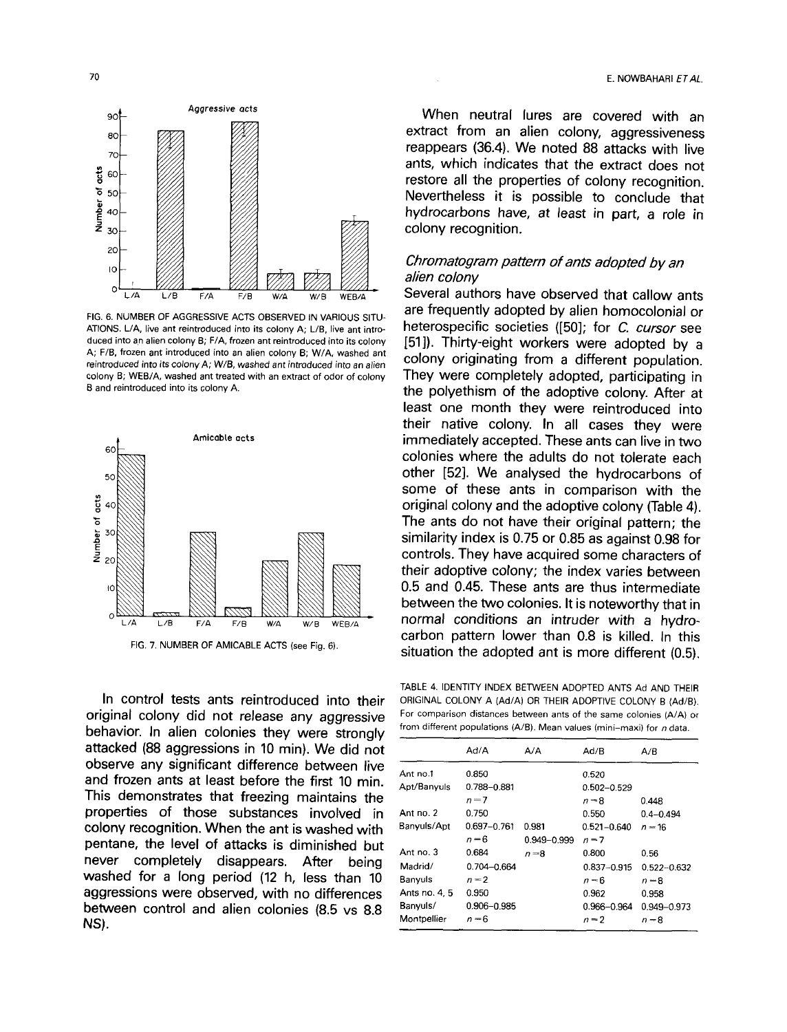FIG. 6. NUMBER OF AGGRESSIVE ACTS OBSERVED IN VARIOUS SITUATIONS. L/A, live ant reintroduced into its colony A; L/B, live ant introduced into an alien colony B; F/A, frozen ant reintroduced into its colony A; F/B, frozen ant introduced into an alien colony B; W/A, washed ant reintroduced into its colony A; W/B, washed ant introduced into an alien colony B; WEB/A, washed ant treated with an extract of odor of colony B and reintroduced into its colony A.

FIG. 7. NUMBER OF AMICABLE ACTS (see Fig. 6).

In control tests ants reintroduced into their original colony did not release any aggressive behavior. In alien colonies they were strongly attacked (88 aggressions in 10 min). We did not observe any significant difference between live and frozen ants at least before the first 10 min. This demonstrates that freezing maintains the properties of those substances involved in colony recognition. When the ant is washed with pentane, the level of attacks is diminished but never completely disappears. After being washed for a long period (12 h, less than 10 aggressions were observed, with no differences between control and alien colonies (8.5 vs 8.8 NS).

When neutral lures are covered with an extract from an alien colony, aggressiveness reappears (36.4). We noted 88 attacks with live ants, which indicates that the extract does not restore all the properties of colony recognition. Nevertheless it is possible to conclude that hydrocarbons have, at least in part, a role in colony recognition.

### *Chromatogram pattern of ants adopted by an alien colony*

Several authors have observed that callow ants are frequently adopted by alien homocolonial or heterospecific societies ([50]; for *C. cursor* see [51]). Thirty-eight workers were adopted by a colony originating from a different population. They were completely adopted, participating in the polyethism of the adoptive colony. After at least one month they were reintroduced into their native colony. In all cases they were immediately accepted. These ants can live in two colonies where the adults do not tolerate each other [52]. We analysed the hydrocarbons of some of these ants in comparison with the original colony and the adoptive colony (Table 4). The ants do not have their original pattern; the similarity index is 0.75 or 0.85 as against 0.98 for controls. They have acquired some characters of their adoptive colony; the index varies between 0.5 and 0.45. These ants are thus intermediate between the two colonies. It is noteworthy that in normal conditions an intruder with a hydrocarbon pattern lower than 0.8 is killed. In this situation the adopted ant is more different (0.5).

TABLE 4. IDENTITY INDEX BETWEEN ADOPTED ANTS Ad AND THEIR ORIGINAL COLONY A (Ad/A) OR THEIR ADOPTIVE COLONY B (Ad/B). For comparison distances between ants of the same colonies (A/A) or from different populations (A/B). Mean values (mini–maxi) for *n* data.

| | Ad/A | A/A | Ad/B | A/B |
|---|---|---|---|---|
| Ant no.1 Apt/Banyuls | 0.850 0.788–0.881 $n=7$ | | 0.520 0.502–0.529 $n=8$ | 0.448 0.4–0.494 $n=16$ |
| Ant no. 2 Banyuls/Apt | 0.750 0.697–0.761 $n=6$ | 0.981 0.949–0.999 $n=8$ | 0.550 0.521–0.640 $n=7$ | |
| Ant no. 3 Madrid/Banyuls | 0.684 0.704–0.664 $n=2$ | | 0.800 0.837–0.915 $n=6$ | 0.56 0.522–0.632 $n=8$ |
| Ants no. 4, 5 Banyuls/Montpellier | 0.950 0.906–0.985 $n=6$ | | 0.962 0.966–0.964 $n=2$ | 0.958 0.949–0.973 $n=8$ |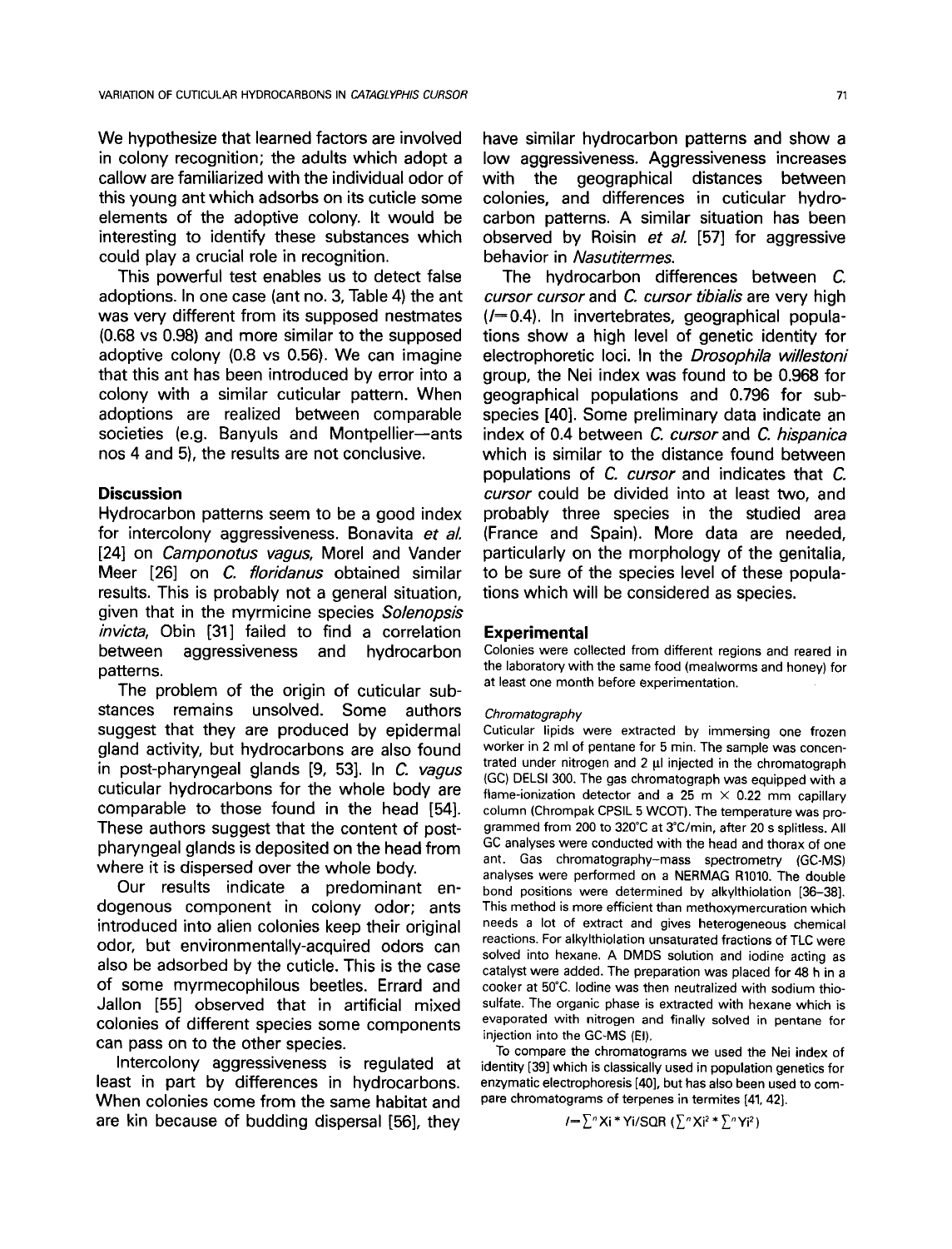We hypothesize that learned factors are involved in colony recognition; the adults which adopt a callow are familiarized with the individual odor of this young ant which adsorbs on its cuticle some elements of the adoptive colony. It would be interesting to identify these substances which could play a crucial role in recognition.

This powerful test enables us to detect false adoptions. In one case (ant no. 3, Table 4) the ant was very different from its supposed nestmates (0.68 vs 0.98) and more similar to the supposed adoptive colony (0.8 vs 0.56). We can imagine that this ant has been introduced by error into a colony with a similar cuticular pattern. When adoptions are realized between comparable societies (e.g. Banyuls and Montpellier—ants nos 4 and 5), the results are not conclusive.

## Discussion

Hydrocarbon patterns seem to be a good index for intercolony aggressiveness. Bonavita *et al.* [24] on *Camponotus vagus*, Morel and Vander Meer [26] on *C. floridanus* obtained similar results. This is probably not a general situation, given that in the myrmicine species *Solenopsis invicta*, Obin [31] failed to find a correlation between aggressiveness and hydrocarbon patterns.

The problem of the origin of cuticular substances remains unsolved. Some authors suggest that they are produced by epidermal gland activity, but hydrocarbons are also found in post-pharyngeal glands [9, 53]. In *C. vagus* cuticular hydrocarbons for the whole body are comparable to those found in the head [54]. These authors suggest that the content of post-pharyngeal glands is deposited on the head from where it is dispersed over the whole body.

Our results indicate a predominant endogenous component in colony odor; ants introduced into alien colonies keep their original odor, but environmentally-acquired odors can also be adsorbed by the cuticle. This is the case of some myrmecophilous beetles. Errard and Jallon [55] observed that in artificial mixed colonies of different species some components can pass on to the other species.

Intercolony aggressiveness is regulated at least in part by differences in hydrocarbons. When colonies come from the same habitat and are kin because of budding dispersal [56], they have similar hydrocarbon patterns and show a low aggressiveness. Aggressiveness increases with the geographical distances between colonies, and differences in cuticular hydrocarbon patterns. A similar situation has been observed by Roisin *et al.* [57] for aggressive behavior in *Nasutitermes*.

The hydrocarbon differences between *C. cursor cursor* and *C. cursor tibialis* are very high ($I=0.4$). In invertebrates, geographical populations show a high level of genetic identity for electrophoretic loci. In the *Drosophila willestoni* group, the Nei index was found to be 0.968 for geographical populations and 0.796 for subspecies [40]. Some preliminary data indicate an index of 0.4 between *C. cursor* and *C. hispanica* which is similar to the distance found between populations of *C. cursor* and indicates that *C. cursor* could be divided into at least two, and probably three species in the studied area (France and Spain). More data are needed, particularly on the morphology of the genitalia, to be sure of the species level of these populations which will be considered as species.

## Experimental

Colonies were collected from different regions and reared in the laboratory with the same food (mealworms and honey) for at least one month before experimentation.

### *Chromatography*

Cuticular lipids were extracted by immersing one frozen worker in 2 ml of pentane for 5 min. The sample was concentrated under nitrogen and 2 µl injected in the chromatograph (GC) DELSI 300. The gas chromatograph was equipped with a flame-ionization detector and a 25 m × 0.22 mm capillary column (Chrompak CPSIL 5 WCOT). The temperature was programmed from 200 to 320°C at 3°C/min, after 20 s splitless. All GC analyses were conducted with the head and thorax of one ant. Gas chromatography–mass spectrometry (GC-MS) analyses were performed on a NERMAG R1010. The double bond positions were determined by alkylthiolation [36–38]. This method is more efficient than methoxymercuration which needs a lot of extract and gives heterogeneous chemical reactions. For alkylthiolation unsaturated fractions of TLC were solved into hexane. A DMDS solution and iodine acting as catalyst were added. The preparation was placed for 48 h in a cooker at 50°C. Iodine was then neutralized with sodium thiosulfate. The organic phase is extracted with hexane which is evaporated with nitrogen and finally solved in pentane for injection into the GC-MS (EI).

To compare the chromatograms we used the Nei index of identity [39] which is classically used in population genetics for enzymatic electrophoresis [40], but has also been used to compare chromatograms of terpenes in termites [41, 42].

$$I=\sum^{n} Xi * Yi / SQR\left(\sum^{n} Xi^{2} * \sum^{n} Yi^{2}\right)$$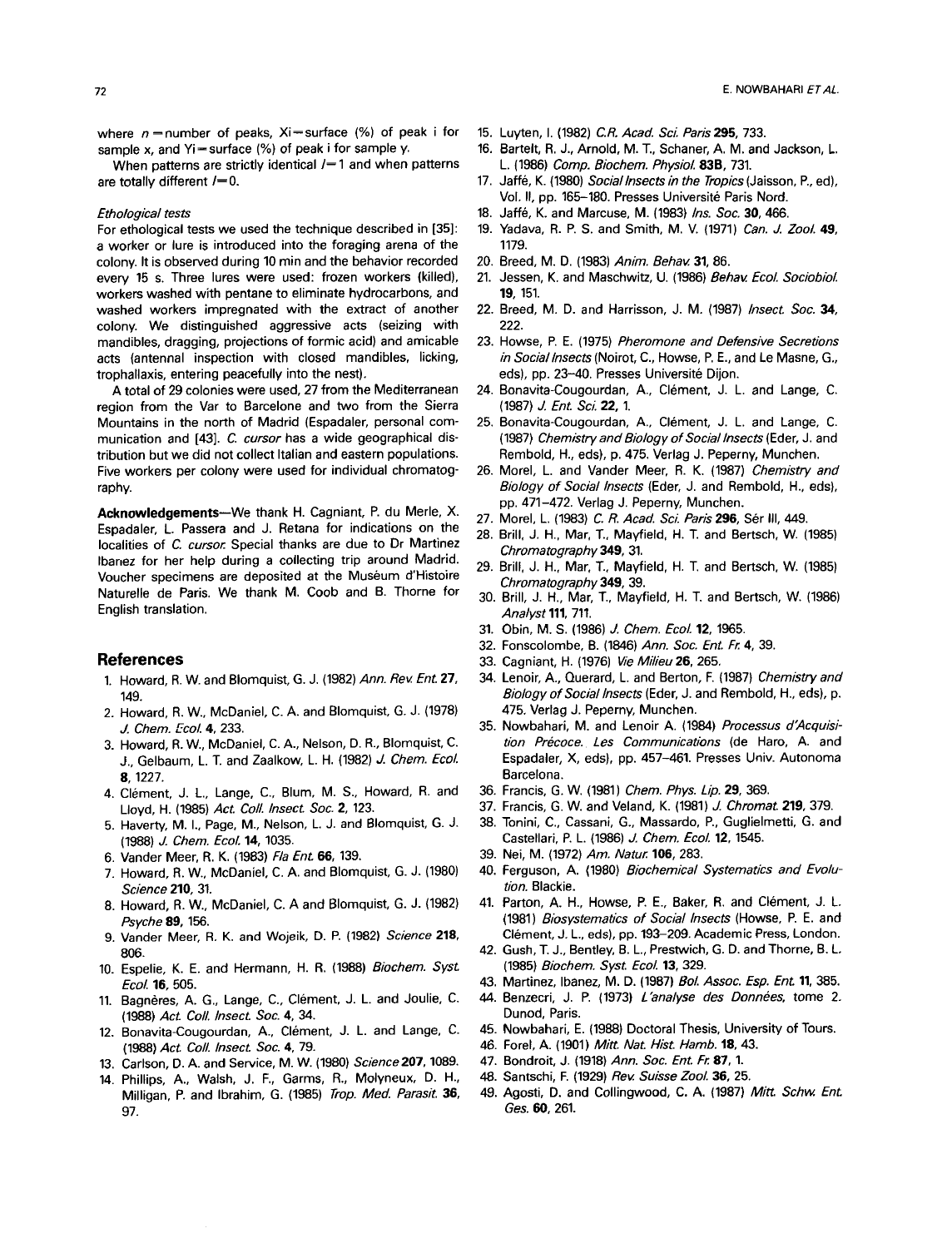where $n$ = number of peaks, $X_i$ = surface (%) of peak i for sample x, and $Y_i$ = surface (%) of peak i for sample y.

When patterns are strictly identical $I = 1$ and when patterns are totally different $I = 0$.

*Ethological tests*

For ethological tests we used the technique described in [35]: a worker or lure is introduced into the foraging arena of the colony. It is observed during 10 min and the behavior recorded every 15 s. Three lures were used: frozen workers (killed), workers washed with pentane to eliminate hydrocarbons, and washed workers impregnated with the extract of another colony. We distinguished aggressive acts (seizing with mandibles, dragging, projections of formic acid) and amicable acts (antennal inspection with closed mandibles, licking, trophallaxis, entering peacefully into the nest).

A total of 29 colonies were used, 27 from the Mediterranean region from the Var to Barcelone and two from the Sierra Mountains in the north of Madrid (Espadaler, personal communication and [43]. *C. cursor* has a wide geographical distribution but we did not collect Italian and eastern populations. Five workers per colony were used for individual chromatography.

**Acknowledgements**—We thank H. Cagniant, P. du Merle, X. Espadaler, L. Passera and J. Retana for indications on the localities of *C. cursor.* Special thanks are due to Dr Martinez Ibanez for her help during a collecting trip around Madrid. Voucher specimens are deposited at the Muséum d'Histoire Naturelle de Paris. We thank M. Coob and B. Thorne for English translation.

## References

1. Howard, R. W. and Blomquist, G. J. (1982) *Ann. Rev. Ent.* **27**, 149.
2. Howard, R. W., McDaniel, C. A. and Blomquist, G. J. (1978) *J. Chem. Ecol.* **4**, 233.
3. Howard, R. W., McDaniel, C. A., Nelson, D. R., Blomquist, C. J., Gelbaum, L. T. and Zaalkow, L. H. (1982) *J. Chem. Ecol.* **8**, 1227.
4. Clément, J. L., Lange, C., Blum, M. S., Howard, R. and Lloyd, H. (1985) *Act. Coll. Insect. Soc.* **2**, 123.
5. Haverty, M. I., Page, M., Nelson, L. J. and Blomquist, G. J. (1988) *J. Chem. Ecol.* **14**, 1035.
6. Vander Meer, R. K. (1983) *Fla Ent.* **66**, 139.
7. Howard, R. W., McDaniel, C. A. and Blomquist, G. J. (1980) *Science* **210**, 31.
8. Howard, R. W., McDaniel, C. A and Blomquist, G. J. (1982) *Psyche* **89**, 156.
9. Vander Meer, R. K. and Wojeik, D. P. (1982) *Science* **218**, 806.
10. Espelie, K. E. and Hermann, H. R. (1988) *Biochem. Syst. Ecol.* **16**, 505.
11. Bagnères, A. G., Lange, C., Clément, J. L. and Joulie, C. (1988) *Act. Coll. Insect. Soc.* **4**, 34.
12. Bonavita-Cougourdan, A., Clément, J. L. and Lange, C. (1988) *Act. Coll. Insect. Soc.* **4**, 79.
13. Carlson, D. A. and Service, M. W. (1980) *Science* **207**, 1089.
14. Phillips, A., Walsh, J. F., Garms, R., Molyneux, D. H., Milligan, P. and Ibrahim, G. (1985) *Trop. Med. Parasit.* **36**, 97.
15. Luyten, I. (1982) *C.R. Acad. Sci. Paris* **295**, 733.
16. Bartelt, R. J., Arnold, M. T., Schaner, A. M. and Jackson, L. L. (1986) *Comp. Biochem. Physiol.* **83B**, 731.
17. Jaffé, K. (1980) *Social Insects in the Tropics* (Jaisson, P., ed), Vol. II, pp. 165–180. Presses Université Paris Nord.
18. Jaffé, K. and Marcuse, M. (1983) *Ins. Soc.* **30**, 466.
19. Yadava, R. P. S. and Smith, M. V. (1971) *Can. J. Zool.* **49**, 1179.
20. Breed, M. D. (1983) *Anim. Behav.* **31**, 86.
21. Jessen, K. and Maschwitz, U. (1986) *Behav. Ecol. Sociobiol.* **19**, 151.
22. Breed, M. D. and Harrisson, J. M. (1987) *Insect. Soc.* **34**, 222.
23. Howse, P. E. (1975) *Pheromone and Defensive Secretions in Social Insects* (Noirot, C., Howse, P. E., and Le Masne, G., eds), pp. 23–40. Presses Université Dijon.
24. Bonavita-Cougourdan, A., Clément, J. L. and Lange, C. (1987) *J. Ent. Sci.* **22**, 1.
25. Bonavita-Cougourdan, A., Clément, J. L. and Lange, C. (1987) *Chemistry and Biology of Social Insects* (Eder, J. and Rembold, H., eds), p. 475. Verlag J. Peperny, Munchen.
26. Morel, L. and Vander Meer, R. K. (1987) *Chemistry and Biology of Social Insects* (Eder, J. and Rembold, H., eds), pp. 471–472. Verlag J. Peperny, Munchen.
27. Morel, L. (1983) *C. R. Acad. Sci. Paris* **296**, Sér III, 449.
28. Brill, J. H., Mar, T., Mayfield, H. T. and Bertsch, W. (1985) *Chromatography* **349**, 31.
29. Brill, J. H., Mar, T., Mayfield, H. T. and Bertsch, W. (1985) *Chromatography* **349**, 39.
30. Brill, J. H., Mar, T., Mayfield, H. T. and Bertsch, W. (1986) *Analyst* **111**, 711.
31. Obin, M. S. (1986) *J. Chem. Ecol.* **12**, 1965.
32. Fonscolombe, B. (1846) *Ann. Soc. Ent. Fr.* **4**, 39.
33. Cagniant, H. (1976) *Vie Milieu* **26**, 265.
34. Lenoir, A., Querard, L. and Berton, F. (1987) *Chemistry and Biology of Social Insects* (Eder, J. and Rembold, H., eds), p. 475. Verlag J. Peperny, Munchen.
35. Nowbahari, M. and Lenoir A. (1984) *Processus d'Acquisition Précoce. Les Communications* (de Haro, A. and Espadaler, X, eds), pp. 457–461. Presses Univ. Autonoma Barcelona.
36. Francis, G. W. (1981) *Chem. Phys. Lip.* **29**, 369.
37. Francis, G. W. and Veland, K. (1981) *J. Chromat.* **219**, 379.
38. Tonini, C., Cassani, G., Massardo, P., Guglielmetti, G. and Castellari, P. L. (1986) *J. Chem. Ecol.* **12**, 1545.
39. Nei, M. (1972) *Am. Natur.* **106**, 283.
40. Ferguson, A. (1980) *Biochemical Systematics and Evolution.* Blackie.
41. Parton, A. H., Howse, P. E., Baker, R. and Clément, J. L. (1981) *Biosystematics of Social Insects* (Howse, P. E. and Clément, J. L., eds), pp. 193–209. Academic Press, London.
42. Gush, T. J., Bentley, B. L., Prestwich, G. D. and Thorne, B. L. (1985) *Biochem. Syst. Ecol.* **13**, 329.
43. Martinez, Ibanez, M. D. (1987) *Bol. Assoc. Esp. Ent.* **11**, 385.
44. Benzecri, J. P. (1973) *L'analyse des Données*, tome 2. Dunod, Paris.
45. Nowbahari, E. (1988) Doctoral Thesis, University of Tours.
46. Forel, A. (1901) *Mitt. Nat. Hist. Hamb.* **18**, 43.
47. Bondroit, J. (1918) *Ann. Soc. Ent. Fr.* **87**, 1.
48. Santschi, F. (1929) *Rev. Suisse Zool.* **36**, 25.
49. Agosti, D. and Collingwood, C. A. (1987) *Mitt. Schw. Ent. Ges.* **60**, 261.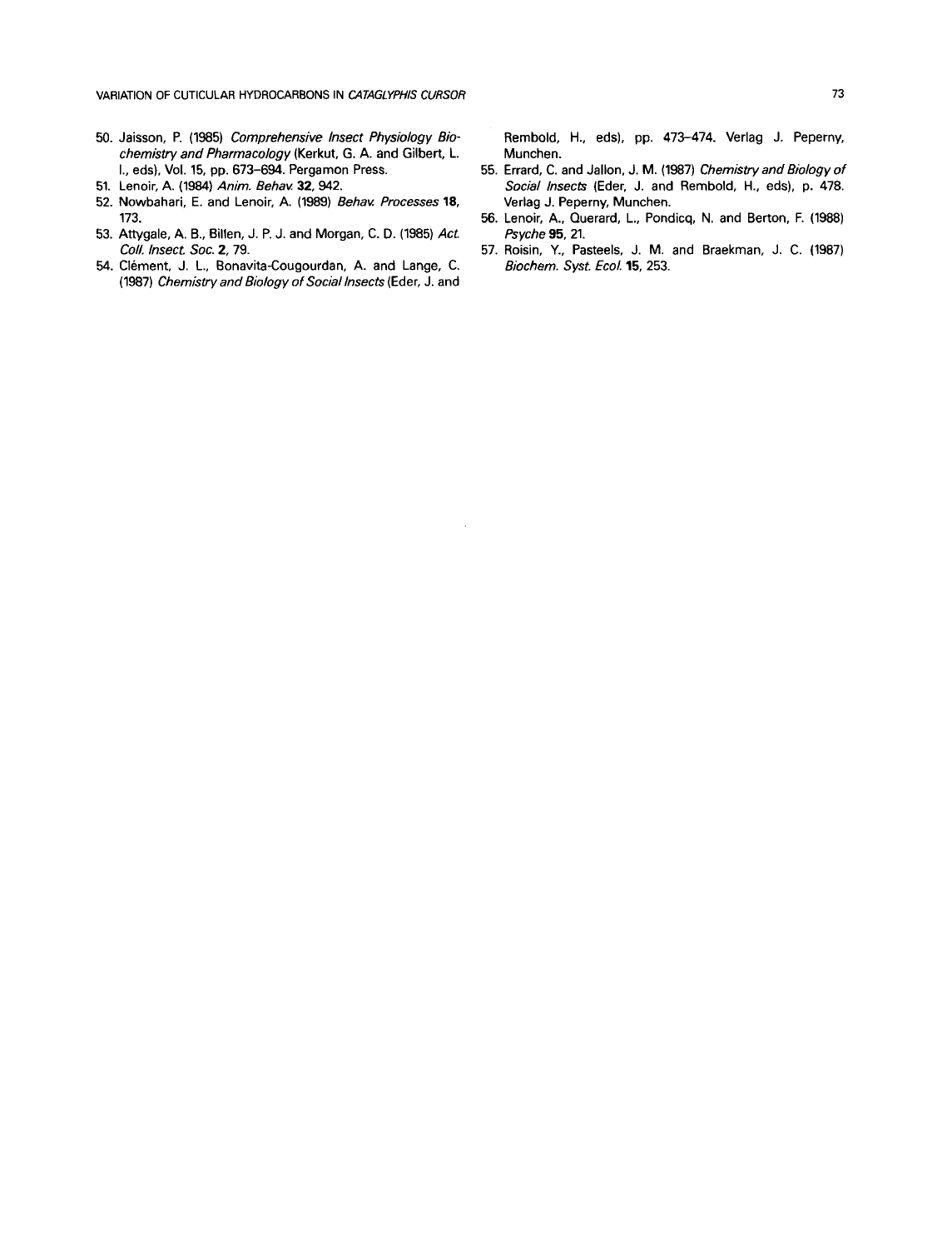50. Jaisson, P. (1985) *Comprehensive Insect Physiology Biochemistry and Pharmacology* (Kerkut, G. A. and Gilbert, L. I., eds), Vol. 15, pp. 673–694. Pergamon Press.
51. Lenoir, A. (1984) *Anim. Behav.* **32**, 942.
52. Nowbahari, E. and Lenoir, A. (1989) *Behav. Processes* **18**, 173.
53. Attygale, A. B., Billen, J. P. J. and Morgan, C. D. (1985) *Act. Coll. Insect. Soc.* **2**, 79.
54. Clément, J. L., Bonavita-Cougourdan, A. and Lange, C. (1987) *Chemistry and Biology of Social Insects* (Eder, J. and Rembold, H., eds), pp. 473–474. Verlag J. Peperny, Munchen.
55. Errard, C. and Jallon, J. M. (1987) *Chemistry and Biology of Social Insects* (Eder, J. and Rembold, H., eds), p. 478. Verlag J. Peperny, Munchen.
56. Lenoir, A., Querard, L., Pondicq, N. and Berton, F. (1988) *Psyche* **95**, 21.
57. Roisin, Y., Pasteels, J. M. and Braekman, J. C. (1987) *Biochem. Syst. Ecol.* **15**, 253.